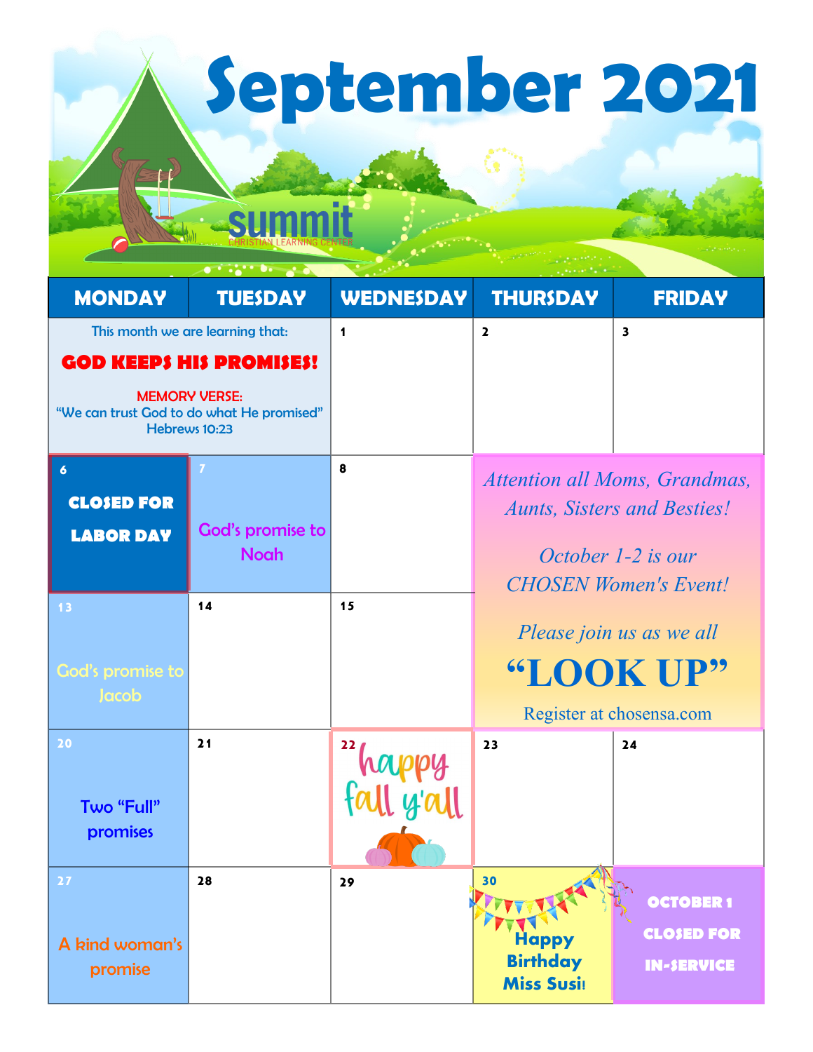# September 2021

summit
CHRISTIAN LEARNING CENTER

| MONDAY | TUESDAY | WEDNESDAY | THURSDAY | FRIDAY |
|---|---|---|---|---|
| This month we are learning that: **GOD KEEPS HIS PROMISES!** MEMORY VERSE: "We can trust God to do what He promised" Hebrews 10:23 | | 1 | 2 | 3 |
| 6 **CLOSED FOR LABOR DAY** | 7 God's promise to Noah | 8 | *Attention all Moms, Grandmas, Aunts, Sisters and Besties! October 1-2 is our CHOSEN Women's Event! Please join us as we all* **"LOOK UP"** Register at chosensa.com | |
| 13 God's promise to Jacob | 14 | 15 | | |
| 20 Two "Full" promises | 21 | 22 happy fall y'all | 23 | 24 |
| 27 A kind woman's promise | 28 | 29 | 30 Happy Birthday Miss Susi! | **OCTOBER 1 CLOSED FOR IN-SERVICE** |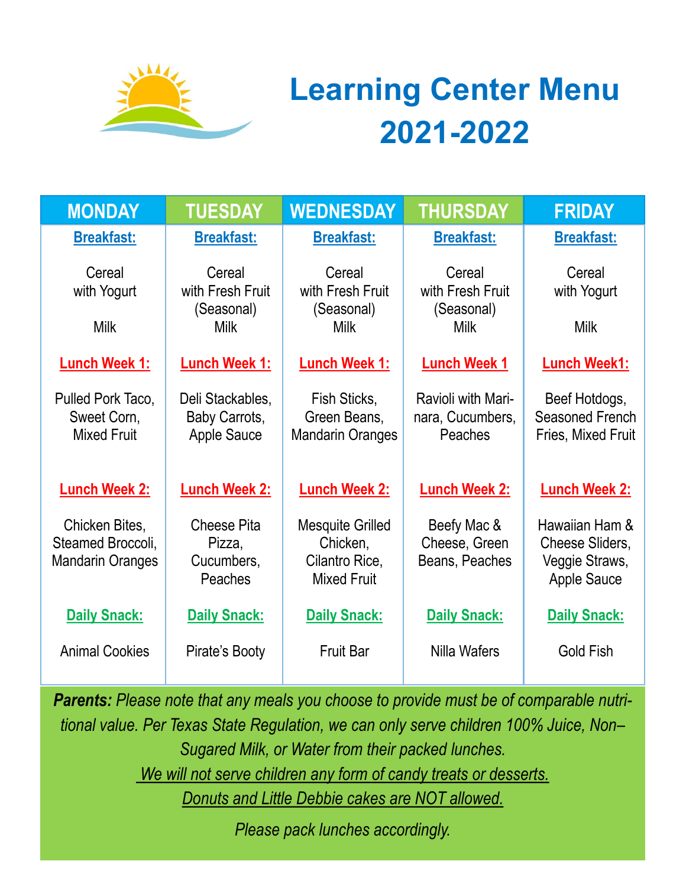# Learning Center Menu 2021-2022

| MONDAY | TUESDAY | WEDNESDAY | THURSDAY | FRIDAY |
|---|---|---|---|---|
| **Breakfast:** Cereal with Yogurt Milk | **Breakfast:** Cereal with Fresh Fruit (Seasonal) Milk | **Breakfast:** Cereal with Fresh Fruit (Seasonal) Milk | **Breakfast:** Cereal with Fresh Fruit (Seasonal) Milk | **Breakfast:** Cereal with Yogurt Milk |
| **Lunch Week 1:** Pulled Pork Taco, Sweet Corn, Mixed Fruit | **Lunch Week 1:** Deli Stackables, Baby Carrots, Apple Sauce | **Lunch Week 1:** Fish Sticks, Green Beans, Mandarin Oranges | **Lunch Week 1** Ravioli with Marinara, Cucumbers, Peaches | **Lunch Week1:** Beef Hotdogs, Seasoned French Fries, Mixed Fruit |
| **Lunch Week 2:** Chicken Bites, Steamed Broccoli, Mandarin Oranges | **Lunch Week 2:** Cheese Pita Pizza, Cucumbers, Peaches | **Lunch Week 2:** Mesquite Grilled Chicken, Cilantro Rice, Mixed Fruit | **Lunch Week 2:** Beefy Mac & Cheese, Green Beans, Peaches | **Lunch Week 2:** Hawaiian Ham & Cheese Sliders, Veggie Straws, Apple Sauce |
| **Daily Snack:** Animal Cookies | **Daily Snack:** Pirate's Booty | **Daily Snack:** Fruit Bar | **Daily Snack:** Nilla Wafers | **Daily Snack:** Gold Fish |

***Parents:** Please note that any meals you choose to provide must be of comparable nutritional value. Per Texas State Regulation, we can only serve children 100% Juice, Non–Sugared Milk, or Water from their packed lunches.*

*We will not serve children any form of candy treats or desserts.*

*Donuts and Little Debbie cakes are NOT allowed.*

*Please pack lunches accordingly.*